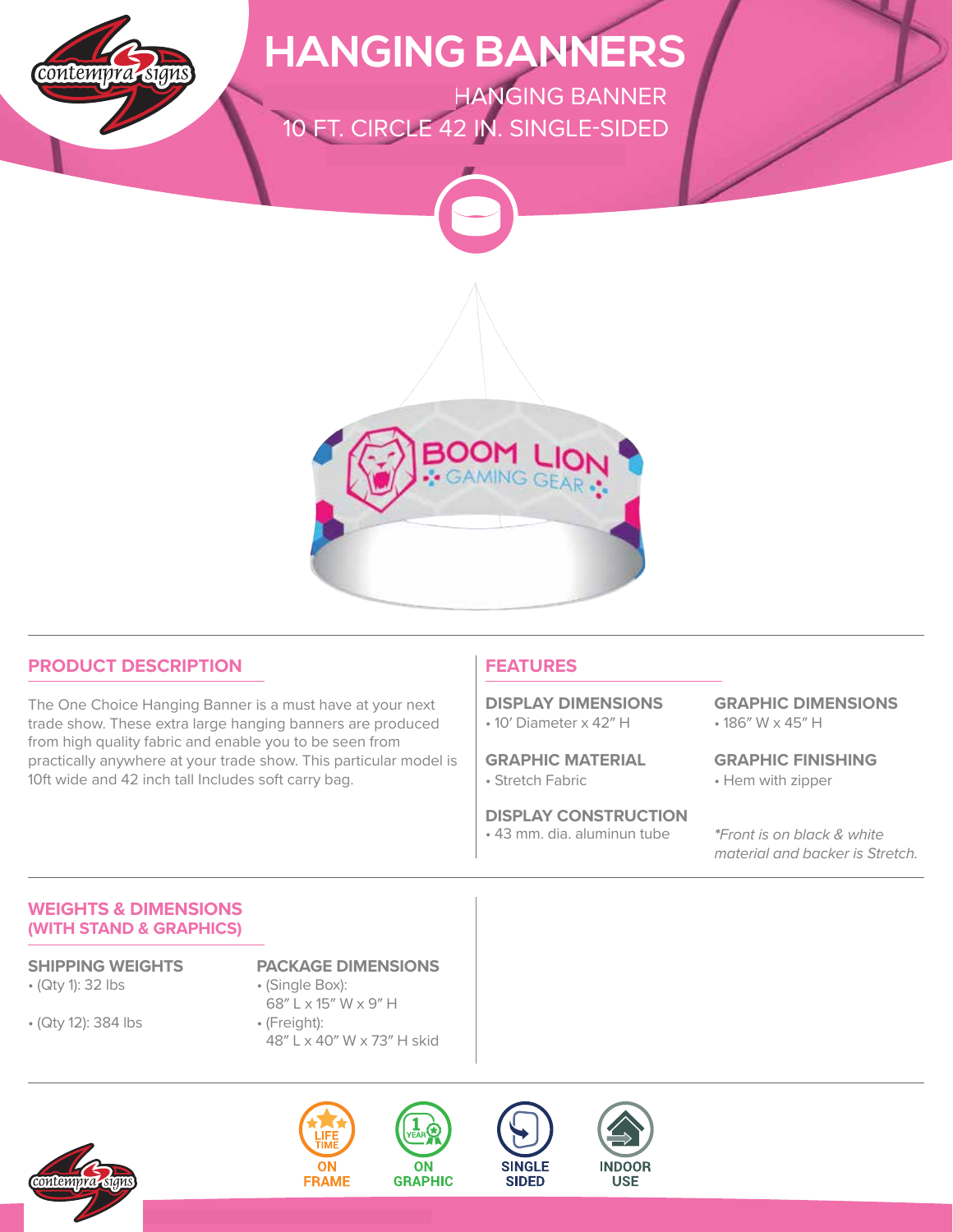# HANGING BANNERS

HANGING BANNER
10 FT. CIRCLE 42 IN. SINGLE-SIDED

## PRODUCT DESCRIPTION

The One Choice Hanging Banner is a must have at your next trade show. These extra large hanging banners are produced from high quality fabric and enable you to be seen from practically anywhere at your trade show. This particular model is 10ft wide and 42 inch tall Includes soft carry bag.

## FEATURES

**DISPLAY DIMENSIONS**
- 10′ Diameter x 42″ H

**GRAPHIC DIMENSIONS**
- 186″ W x 45″ H

**GRAPHIC MATERIAL**
- Stretch Fabric

**GRAPHIC FINISHING**
- Hem with zipper

**DISPLAY CONSTRUCTION**
- 43 mm. dia. aluminun tube

*\*Front is on black & white material and backer is Stretch.*

## WEIGHTS & DIMENSIONS (WITH STAND & GRAPHICS)

**SHIPPING WEIGHTS**
- (Qty 1): 32 lbs
- (Qty 12): 384 lbs

**PACKAGE DIMENSIONS**
- (Single Box): 68″ L x 15″ W x 9″ H
- (Freight): 48″ L x 40″ W x 73″ H skid

LIFE TIME ON FRAME | 1 YEAR ON GRAPHIC | SINGLE SIDED | INDOOR USE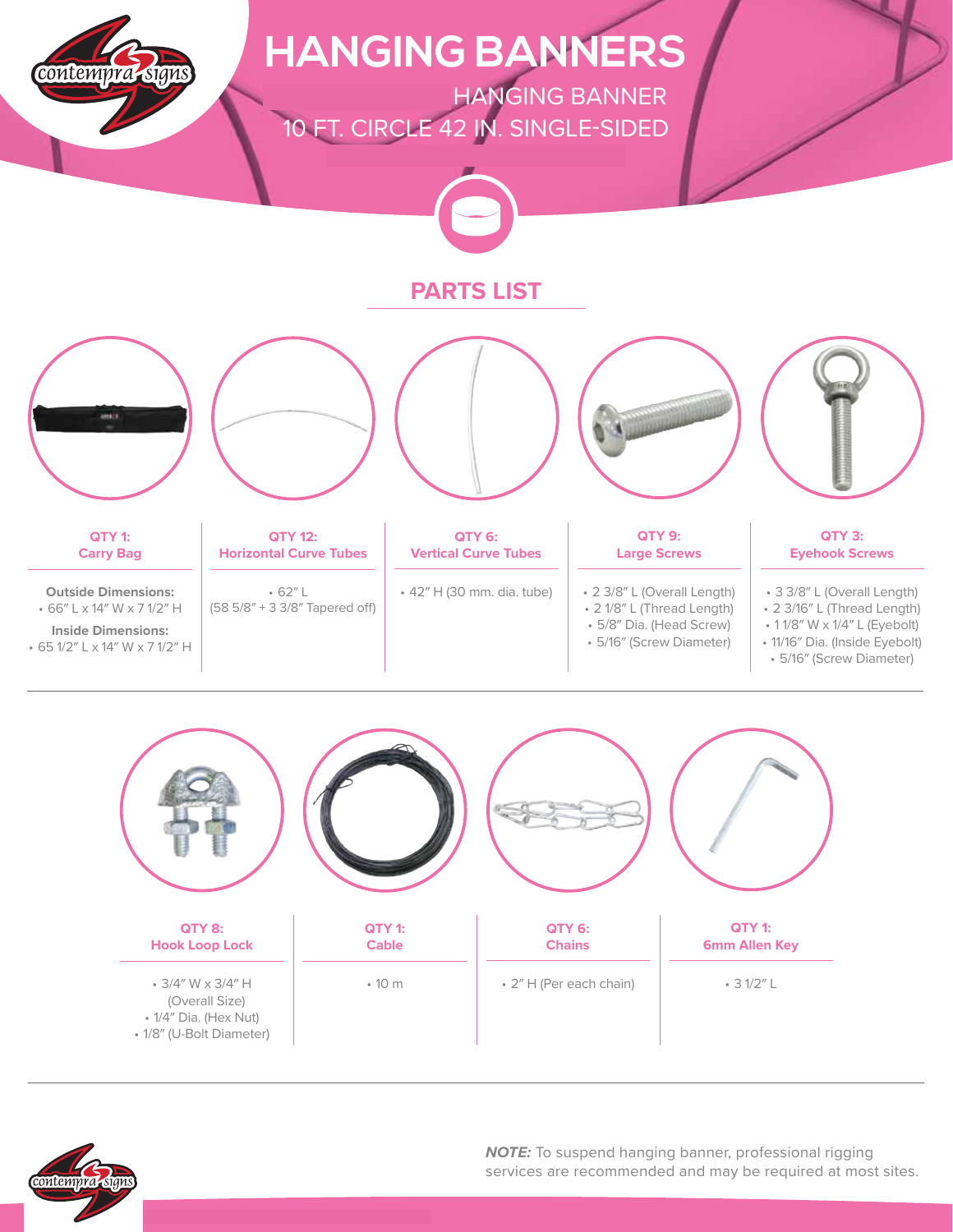# HANGING BANNERS

HANGING BANNER
10 FT. CIRCLE 42 IN. SINGLE-SIDED

## PARTS LIST

| QTY 1: Carry Bag | QTY 12: Horizontal Curve Tubes | QTY 6: Vertical Curve Tubes | QTY 9: Large Screws | QTY 3: Eyehook Screws |
|---|---|---|---|---|
| **Outside Dimensions:** • 66″ L x 14″ W x 7 1/2″ H **Inside Dimensions:** • 65 1/2″ L x 14″ W x 7 1/2″ H | • 62″ L (58 5/8″ + 3 3/8″ Tapered off) | • 42″ H (30 mm. dia. tube) | • 2 3/8″ L (Overall Length) • 2 1/8″ L (Thread Length) • 5/8″ Dia. (Head Screw) • 5/16″ (Screw Diameter) | • 3 3/8″ L (Overall Length) • 2 3/16″ L (Thread Length) • 1 1/8″ W x 1/4″ L (Eyebolt) • 11/16″ Dia. (Inside Eyebolt) • 5/16″ (Screw Diameter) |

| QTY 8: Hook Loop Lock | QTY 1: Cable | QTY 6: Chains | QTY 1: 6mm Allen Key |
|---|---|---|---|
| • 3/4″ W x 3/4″ H (Overall Size) • 1/4″ Dia. (Hex Nut) • 1/8″ (U-Bolt Diameter) | • 10 m | • 2″ H (Per each chain) | • 3 1/2″ L |

***NOTE:*** To suspend hanging banner, professional rigging services are recommended and may be required at most sites.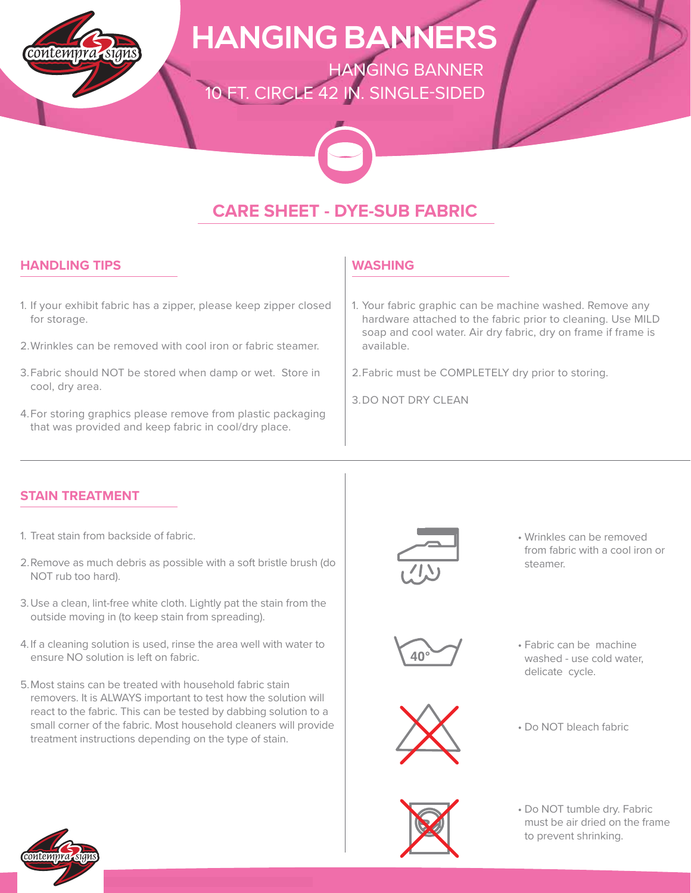# HANGING BANNERS

HANGING BANNER
10 FT. CIRCLE 42 IN. SINGLE-SIDED

## CARE SHEET - DYE-SUB FABRIC

### HANDLING TIPS

1. If your exhibit fabric has a zipper, please keep zipper closed for storage.
2. Wrinkles can be removed with cool iron or fabric steamer.
3. Fabric should NOT be stored when damp or wet. Store in cool, dry area.
4. For storing graphics please remove from plastic packaging that was provided and keep fabric in cool/dry place.

### WASHING

1. Your fabric graphic can be machine washed. Remove any hardware attached to the fabric prior to cleaning. Use MILD soap and cool water. Air dry fabric, dry on frame if frame is available.
2. Fabric must be COMPLETELY dry prior to storing.
3. DO NOT DRY CLEAN

### STAIN TREATMENT

1. Treat stain from backside of fabric.
2. Remove as much debris as possible with a soft bristle brush (do NOT rub too hard).
3. Use a clean, lint-free white cloth. Lightly pat the stain from the outside moving in (to keep stain from spreading).
4. If a cleaning solution is used, rinse the area well with water to ensure NO solution is left on fabric.
5. Most stains can be treated with household fabric stain removers. It is ALWAYS important to test how the solution will react to the fabric. This can be tested by dabbing solution to a small corner of the fabric. Most household cleaners will provide treatment instructions depending on the type of stain.

- Wrinkles can be removed from fabric with a cool iron or steamer.

40°

- Fabric can be machine washed - use cold water, delicate cycle.
- Do NOT bleach fabric
- Do NOT tumble dry. Fabric must be air dried on the frame to prevent shrinking.